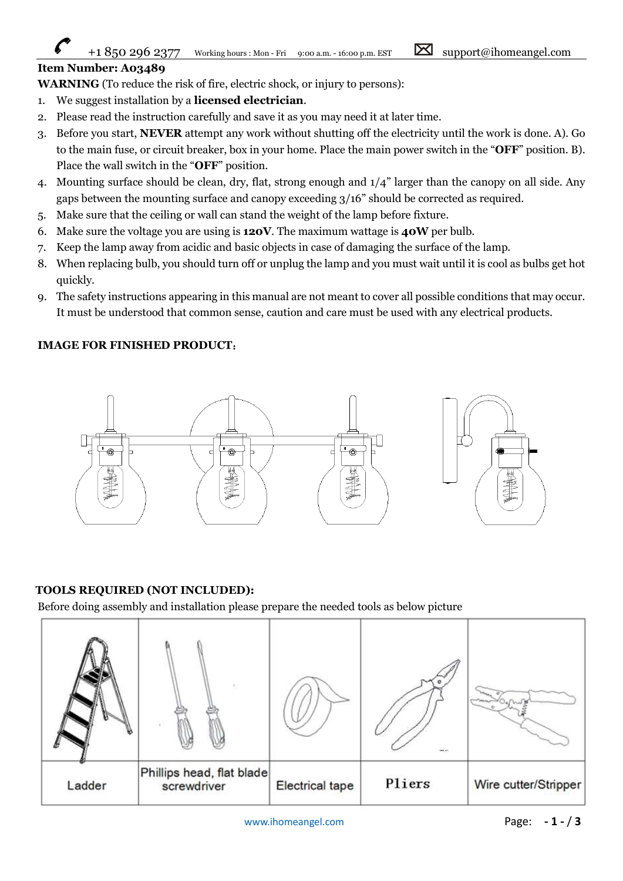+1 850 296 2377 Working hours : Mon - Fri 9:00 a.m. - 16:00 p.m. EST support@ihomeangel.com

**Item Number: A03489**

**WARNING** (To reduce the risk of fire, electric shock, or injury to persons):

1. We suggest installation by a **licensed electrician**.
2. Please read the instruction carefully and save it as you may need it at later time.
3. Before you start, **NEVER** attempt any work without shutting off the electricity until the work is done. A). Go to the main fuse, or circuit breaker, box in your home. Place the main power switch in the "**OFF**" position. B). Place the wall switch in the "**OFF**" position.
4. Mounting surface should be clean, dry, flat, strong enough and 1/4" larger than the canopy on all side. Any gaps between the mounting surface and canopy exceeding 3/16" should be corrected as required.
5. Make sure that the ceiling or wall can stand the weight of the lamp before fixture.
6. Make sure the voltage you are using is **120V**. The maximum wattage is **40W** per bulb.
7. Keep the lamp away from acidic and basic objects in case of damaging the surface of the lamp.
8. When replacing bulb, you should turn off or unplug the lamp and you must wait until it is cool as bulbs get hot quickly.
9. The safety instructions appearing in this manual are not meant to cover all possible conditions that may occur. It must be understood that common sense, caution and care must be used with any electrical products.

**IMAGE FOR FINISHED PRODUCT:**

**TOOLS REQUIRED (NOT INCLUDED):**

Before doing assembly and installation please prepare the needed tools as below picture

| Ladder | Phillips head, flat blade screwdriver | Electrical tape | Pliers | Wire cutter/Stripper |
|---|---|---|---|---|

www.ihomeangel.com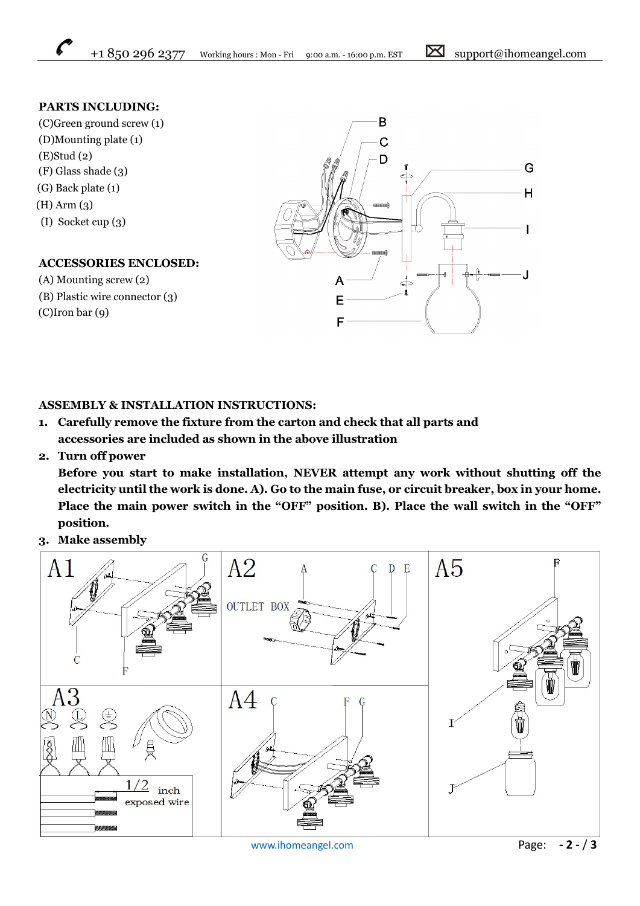**PARTS INCLUDING:**

(C)Green ground screw (1)
(D)Mounting plate (1)
(E)Stud (2)
(F) Glass shade (3)
(G) Back plate (1)
(H) Arm (3)
(I) Socket cup (3)

**ACCESSORIES ENCLOSED:**

(A) Mounting screw (2)
(B) Plastic wire connector (3)
(C)Iron bar (9)

**ASSEMBLY & INSTALLATION INSTRUCTIONS:**

1. **Carefully remove the fixture from the carton and check that all parts and accessories are included as shown in the above illustration**
2. **Turn off power**
   **Before you start to make installation, NEVER attempt any work without shutting off the electricity until the work is done. A). Go to the main fuse, or circuit breaker, box in your home. Place the main power switch in the "OFF" position. B). Place the wall switch in the "OFF" position.**
3. **Make assembly**

A1 A2 A5 A3 A4

OUTLET BOX

1/2 inch exposed wire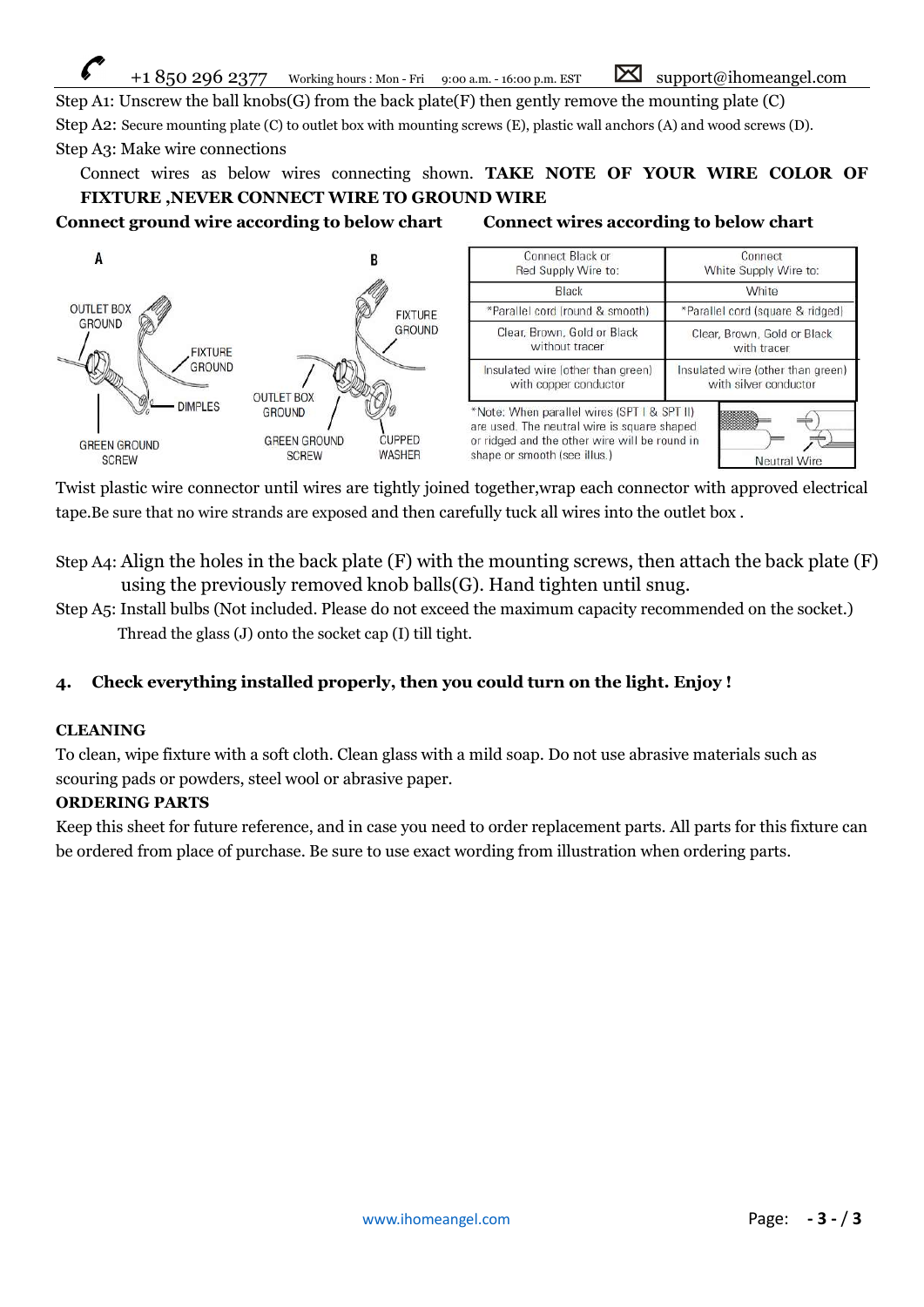Step A1: Unscrew the ball knobs(G) from the back plate(F) then gently remove the mounting plate (C)

Step A2: Secure mounting plate (C) to outlet box with mounting screws (E), plastic wall anchors (A) and wood screws (D).

Step A3: Make wire connections

Connect wires as below wires connecting shown. **TAKE NOTE OF YOUR WIRE COLOR OF FIXTURE ,NEVER CONNECT WIRE TO GROUND WIRE**

**Connect ground wire according to below chart**

A

OUTLET BOX GROUND

FIXTURE GROUND

DIMPLES

GREEN GROUND SCREW

B

FIXTURE GROUND

OUTLET BOX GROUND

GREEN GROUND SCREW

CUPPED WASHER

**Connect wires according to below chart**

| Connect Black or Red Supply Wire to: | Connect White Supply Wire to: |
|---|---|
| Black | White |
| *Parallel cord (round & smooth) | *Parallel cord (square & ridged) |
| Clear, Brown, Gold or Black without tracer | Clear, Brown, Gold or Black with tracer |
| Insulated wire (other than green) with copper conductor | Insulated wire (other than green) with silver conductor |

*Note: When parallel wires (SPT I & SPT II) are used. The neutral wire is square shaped or ridged and the other wire will be round in shape or smooth (see illus.)

Neutral Wire

Twist plastic wire connector until wires are tightly joined together,wrap each connector with approved electrical tape.Be sure that no wire strands are exposed and then carefully tuck all wires into the outlet box .

Step A4: Align the holes in the back plate (F) with the mounting screws, then attach the back plate (F) using the previously removed knob balls(G). Hand tighten until snug.

Step A5: Install bulbs (Not included. Please do not exceed the maximum capacity recommended on the socket.) Thread the glass (J) onto the socket cap (I) till tight.

**4. Check everything installed properly, then you could turn on the light. Enjoy !**

**CLEANING**

To clean, wipe fixture with a soft cloth. Clean glass with a mild soap. Do not use abrasive materials such as scouring pads or powders, steel wool or abrasive paper.

**ORDERING PARTS**

Keep this sheet for future reference, and in case you need to order replacement parts. All parts for this fixture can be ordered from place of purchase. Be sure to use exact wording from illustration when ordering parts.